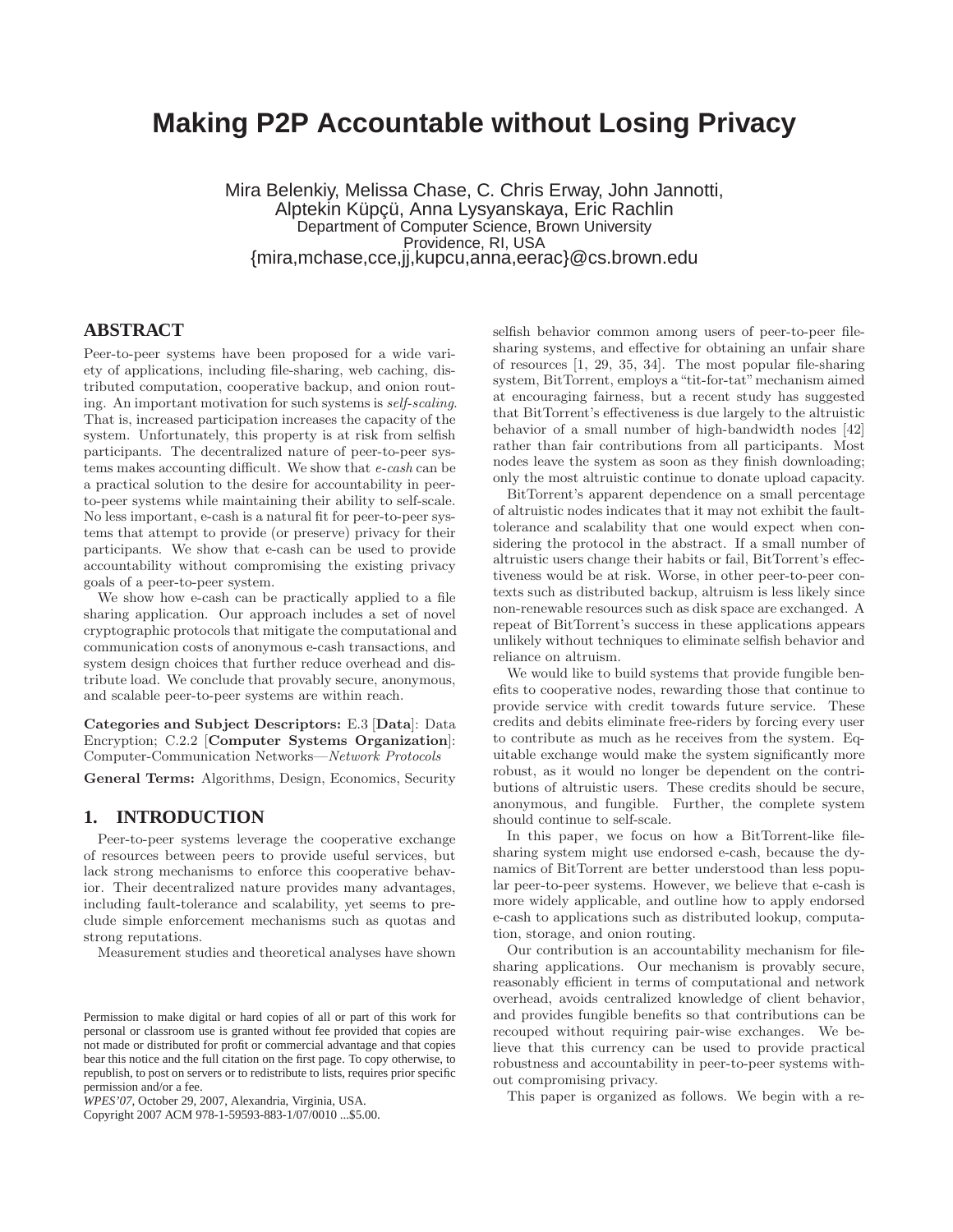# Making P2P Accountable without Losing Privacy

Mira Belenkiy, Melissa Chase, C. Chris Erway, John Jannotti, Alptekin Küpçü, Anna Lysyanskaya, Eric Rachlin
Department of Computer Science, Brown University
Providence, RI, USA
{mira,mchase,cce,jj,kupcu,anna,eerac}@cs.brown.edu

## ABSTRACT

Peer-to-peer systems have been proposed for a wide variety of applications, including file-sharing, web caching, distributed computation, cooperative backup, and onion routing. An important motivation for such systems is *self-scaling*. That is, increased participation increases the capacity of the system. Unfortunately, this property is at risk from selfish participants. The decentralized nature of peer-to-peer systems makes accounting difficult. We show that *e-cash* can be a practical solution to the desire for accountability in peer-to-peer systems while maintaining their ability to self-scale. No less important, e-cash is a natural fit for peer-to-peer systems that attempt to provide (or preserve) privacy for their participants. We show that e-cash can be used to provide accountability without compromising the existing privacy goals of a peer-to-peer system.

We show how e-cash can be practically applied to a file sharing application. Our approach includes a set of novel cryptographic protocols that mitigate the computational and communication costs of anonymous e-cash transactions, and system design choices that further reduce overhead and distribute load. We conclude that provably secure, anonymous, and scalable peer-to-peer systems are within reach.

**Categories and Subject Descriptors:** E.3 [**Data**]: Data Encryption; C.2.2 [**Computer Systems Organization**]: Computer-Communication Networks—*Network Protocols*

**General Terms:** Algorithms, Design, Economics, Security

## 1. INTRODUCTION

Peer-to-peer systems leverage the cooperative exchange of resources between peers to provide useful services, but lack strong mechanisms to enforce this cooperative behavior. Their decentralized nature provides many advantages, including fault-tolerance and scalability, yet seems to preclude simple enforcement mechanisms such as quotas and strong reputations.

Measurement studies and theoretical analyses have shown selfish behavior common among users of peer-to-peer file-sharing systems, and effective for obtaining an unfair share of resources [1, 29, 35, 34]. The most popular file-sharing system, BitTorrent, employs a "tit-for-tat" mechanism aimed at encouraging fairness, but a recent study has suggested that BitTorrent's effectiveness is due largely to the altruistic behavior of a small number of high-bandwidth nodes [42] rather than fair contributions from all participants. Most nodes leave the system as soon as they finish downloading; only the most altruistic continue to donate upload capacity.

BitTorrent's apparent dependence on a small percentage of altruistic nodes indicates that it may not exhibit the fault-tolerance and scalability that one would expect when considering the protocol in the abstract. If a small number of altruistic users change their habits or fail, BitTorrent's effectiveness would be at risk. Worse, in other peer-to-peer contexts such as distributed backup, altruism is less likely since non-renewable resources such as disk space are exchanged. A repeat of BitTorrent's success in these applications appears unlikely without techniques to eliminate selfish behavior and reliance on altruism.

We would like to build systems that provide fungible benefits to cooperative nodes, rewarding those that continue to provide service with credit towards future service. These credits and debits eliminate free-riders by forcing every user to contribute as much as he receives from the system. Equitable exchange would make the system significantly more robust, as it would no longer be dependent on the contributions of altruistic users. These credits should be secure, anonymous, and fungible. Further, the complete system should continue to self-scale.

In this paper, we focus on how a BitTorrent-like file-sharing system might use endorsed e-cash, because the dynamics of BitTorrent are better understood than less popular peer-to-peer systems. However, we believe that e-cash is more widely applicable, and outline how to apply endorsed e-cash to applications such as distributed lookup, computation, storage, and onion routing.

Our contribution is an accountability mechanism for file-sharing applications. Our mechanism is provably secure, reasonably efficient in terms of computational and network overhead, avoids centralized knowledge of client behavior, and provides fungible benefits so that contributions can be recouped without requiring pair-wise exchanges. We believe that this currency can be used to provide practical robustness and accountability in peer-to-peer systems without compromising privacy.

This paper is organized as follows. We begin with a re-

Permission to make digital or hard copies of all or part of this work for personal or classroom use is granted without fee provided that copies are not made or distributed for profit or commercial advantage and that copies bear this notice and the full citation on the first page. To copy otherwise, to republish, to post on servers or to redistribute to lists, requires prior specific permission and/or a fee.
*WPES'07*, October 29, 2007, Alexandria, Virginia, USA.
Copyright 2007 ACM 978-1-59593-883-1/07/0010 ...$5.00.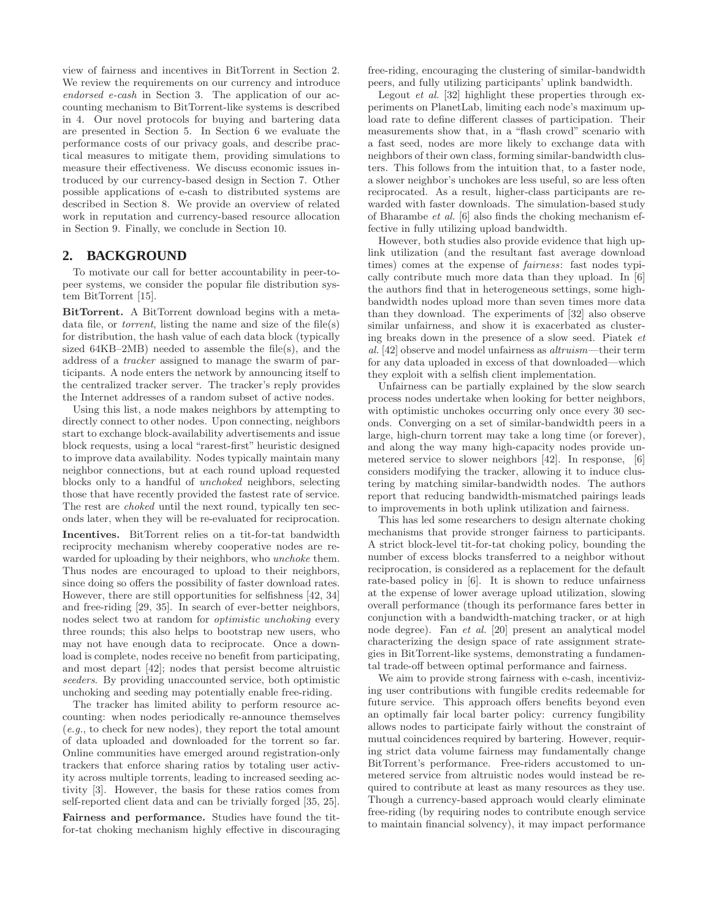view of fairness and incentives in BitTorrent in Section 2. We review the requirements on our currency and introduce *endorsed e-cash* in Section 3. The application of our accounting mechanism to BitTorrent-like systems is described in 4. Our novel protocols for buying and bartering data are presented in Section 5. In Section 6 we evaluate the performance costs of our privacy goals, and describe practical measures to mitigate them, providing simulations to measure their effectiveness. We discuss economic issues introduced by our currency-based design in Section 7. Other possible applications of e-cash to distributed systems are described in Section 8. We provide an overview of related work in reputation and currency-based resource allocation in Section 9. Finally, we conclude in Section 10.

## 2. BACKGROUND

To motivate our call for better accountability in peer-to-peer systems, we consider the popular file distribution system BitTorrent [15].

**BitTorrent.** A BitTorrent download begins with a metadata file, or *torrent*, listing the name and size of the file(s) for distribution, the hash value of each data block (typically sized 64KB–2MB) needed to assemble the file(s), and the address of a *tracker* assigned to manage the swarm of participants. A node enters the network by announcing itself to the centralized tracker server. The tracker's reply provides the Internet addresses of a random subset of active nodes.

Using this list, a node makes neighbors by attempting to directly connect to other nodes. Upon connecting, neighbors start to exchange block-availability advertisements and issue block requests, using a local "rarest-first" heuristic designed to improve data availability. Nodes typically maintain many neighbor connections, but at each round upload requested blocks only to a handful of *unchoked* neighbors, selecting those that have recently provided the fastest rate of service. The rest are *choked* until the next round, typically ten seconds later, when they will be re-evaluated for reciprocation.

**Incentives.** BitTorrent relies on a tit-for-tat bandwidth reciprocity mechanism whereby cooperative nodes are rewarded for uploading by their neighbors, who *unchoke* them. Thus nodes are encouraged to upload to their neighbors, since doing so offers the possibility of faster download rates. However, there are still opportunities for selfishness [42, 34] and free-riding [29, 35]. In search of ever-better neighbors, nodes select two at random for *optimistic unchoking* every three rounds; this also helps to bootstrap new users, who may not have enough data to reciprocate. Once a download is complete, nodes receive no benefit from participating, and most depart [42]; nodes that persist become altruistic *seeders*. By providing unaccounted service, both optimistic unchoking and seeding may potentially enable free-riding.

The tracker has limited ability to perform resource accounting: when nodes periodically re-announce themselves (*e.g.*, to check for new nodes), they report the total amount of data uploaded and downloaded for the torrent so far. Online communities have emerged around registration-only trackers that enforce sharing ratios by totaling user activity across multiple torrents, leading to increased seeding activity [3]. However, the basis for these ratios comes from self-reported client data and can be trivially forged [35, 25].

**Fairness and performance.** Studies have found the tit-for-tat choking mechanism highly effective in discouraging free-riding, encouraging the clustering of similar-bandwidth peers, and fully utilizing participants' uplink bandwidth.

Legout *et al.* [32] highlight these properties through experiments on PlanetLab, limiting each node's maximum upload rate to define different classes of participation. Their measurements show that, in a "flash crowd" scenario with a fast seed, nodes are more likely to exchange data with neighbors of their own class, forming similar-bandwidth clusters. This follows from the intuition that, to a faster node, a slower neighbor's unchokes are less useful, so are less often reciprocated. As a result, higher-class participants are rewarded with faster downloads. The simulation-based study of Bharambe *et al.* [6] also finds the choking mechanism effective in fully utilizing upload bandwidth.

However, both studies also provide evidence that high uplink utilization (and the resultant fast average download times) comes at the expense of *fairness*: fast nodes typically contribute much more data than they upload. In [6] the authors find that in heterogeneous settings, some high-bandwidth nodes upload more than seven times more data than they download. The experiments of [32] also observe similar unfairness, and show it is exacerbated as clustering breaks down in the presence of a slow seed. Piatek *et al.* [42] observe and model unfairness as *altruism*—their term for any data uploaded in excess of that downloaded—which they exploit with a selfish client implementation.

Unfairness can be partially explained by the slow search process nodes undertake when looking for better neighbors, with optimistic unchokes occurring only once every 30 seconds. Converging on a set of similar-bandwidth peers in a large, high-churn torrent may take a long time (or forever), and along the way many high-capacity nodes provide unmetered service to slower neighbors [42]. In response, [6] considers modifying the tracker, allowing it to induce clustering by matching similar-bandwidth nodes. The authors report that reducing bandwidth-mismatched pairings leads to improvements in both uplink utilization and fairness.

This has led some researchers to design alternate choking mechanisms that provide stronger fairness to participants. A strict block-level tit-for-tat choking policy, bounding the number of excess blocks transferred to a neighbor without reciprocation, is considered as a replacement for the default rate-based policy in [6]. It is shown to reduce unfairness at the expense of lower average upload utilization, slowing overall performance (though its performance fares better in conjunction with a bandwidth-matching tracker, or at high node degree). Fan *et al.* [20] present an analytical model characterizing the design space of rate assignment strategies in BitTorrent-like systems, demonstrating a fundamental trade-off between optimal performance and fairness.

We aim to provide strong fairness with e-cash, incentivizing user contributions with fungible credits redeemable for future service. This approach offers benefits beyond even an optimally fair local barter policy: currency fungibility allows nodes to participate fairly without the constraint of mutual coincidences required by bartering. However, requiring strict data volume fairness may fundamentally change BitTorrent's performance. Free-riders accustomed to unmetered service from altruistic nodes would instead be required to contribute at least as many resources as they use. Though a currency-based approach would clearly eliminate free-riding (by requiring nodes to contribute enough service to maintain financial solvency), it may impact performance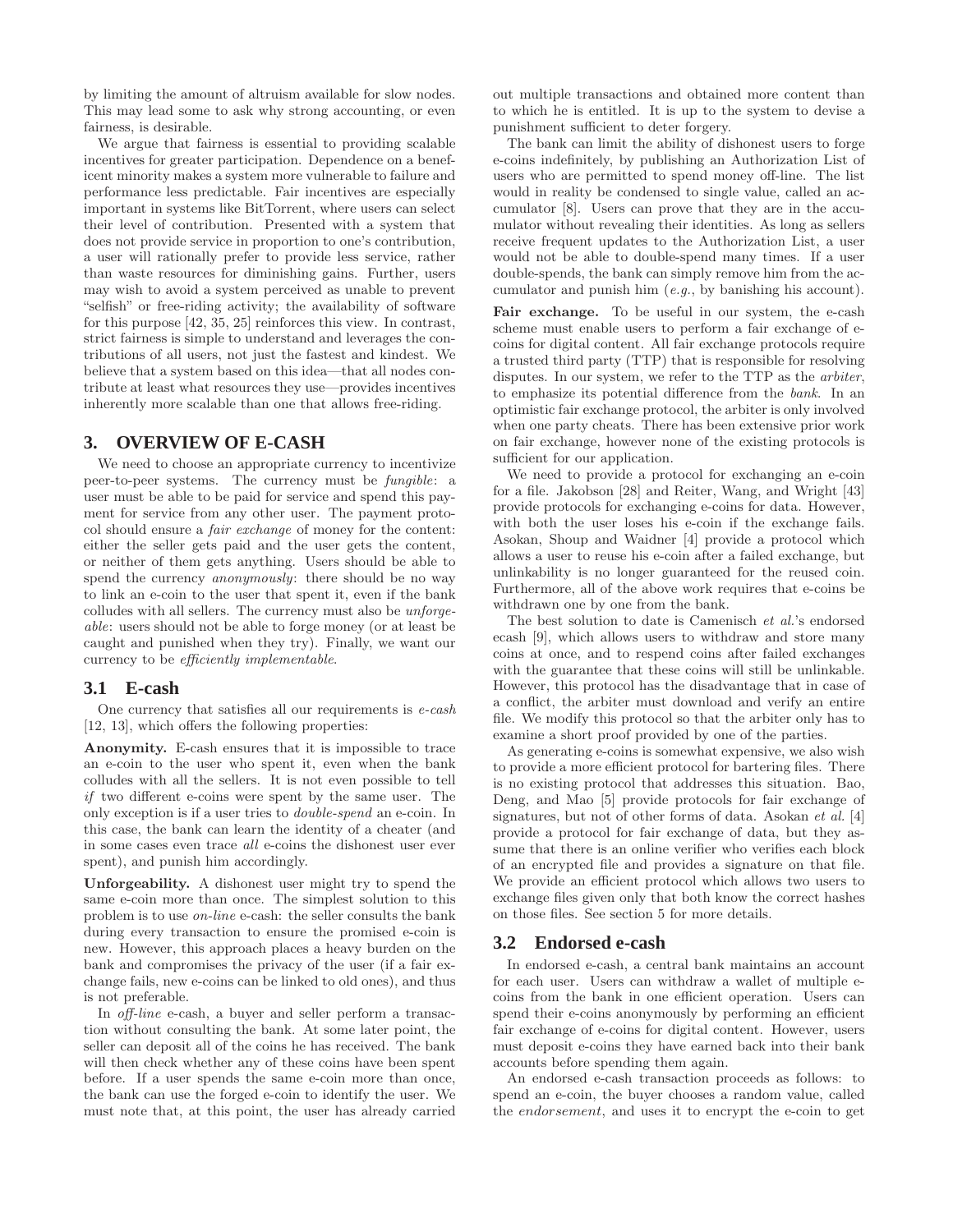by limiting the amount of altruism available for slow nodes. This may lead some to ask why strong accounting, or even fairness, is desirable.

We argue that fairness is essential to providing scalable incentives for greater participation. Dependence on a beneficent minority makes a system more vulnerable to failure and performance less predictable. Fair incentives are especially important in systems like BitTorrent, where users can select their level of contribution. Presented with a system that does not provide service in proportion to one's contribution, a user will rationally prefer to provide less service, rather than waste resources for diminishing gains. Further, users may wish to avoid a system perceived as unable to prevent "selfish" or free-riding activity; the availability of software for this purpose [42, 35, 25] reinforces this view. In contrast, strict fairness is simple to understand and leverages the contributions of all users, not just the fastest and kindest. We believe that a system based on this idea—that all nodes contribute at least what resources they use—provides incentives inherently more scalable than one that allows free-riding.

## 3. OVERVIEW OF E-CASH

We need to choose an appropriate currency to incentivize peer-to-peer systems. The currency must be *fungible*: a user must be able to be paid for service and spend this payment for service from any other user. The payment protocol should ensure a *fair exchange* of money for the content: either the seller gets paid and the user gets the content, or neither of them gets anything. Users should be able to spend the currency *anonymously*: there should be no way to link an e-coin to the user that spent it, even if the bank colludes with all sellers. The currency must also be *unforgeable*: users should not be able to forge money (or at least be caught and punished when they try). Finally, we want our currency to be *efficiently implementable*.

### 3.1 E-cash

One currency that satisfies all our requirements is *e-cash* [12, 13], which offers the following properties:

**Anonymity.** E-cash ensures that it is impossible to trace an e-coin to the user who spent it, even when the bank colludes with all the sellers. It is not even possible to tell *if* two different e-coins were spent by the same user. The only exception is if a user tries to *double-spend* an e-coin. In this case, the bank can learn the identity of a cheater (and in some cases even trace *all* e-coins the dishonest user ever spent), and punish him accordingly.

**Unforgeability.** A dishonest user might try to spend the same e-coin more than once. The simplest solution to this problem is to use *on-line* e-cash: the seller consults the bank during every transaction to ensure the promised e-coin is new. However, this approach places a heavy burden on the bank and compromises the privacy of the user (if a fair exchange fails, new e-coins can be linked to old ones), and thus is not preferable.

In *off-line* e-cash, a buyer and seller perform a transaction without consulting the bank. At some later point, the seller can deposit all of the coins he has received. The bank will then check whether any of these coins have been spent before. If a user spends the same e-coin more than once, the bank can use the forged e-coin to identify the user. We must note that, at this point, the user has already carried out multiple transactions and obtained more content than to which he is entitled. It is up to the system to devise a punishment sufficient to deter forgery.

The bank can limit the ability of dishonest users to forge e-coins indefinitely, by publishing an Authorization List of users who are permitted to spend money off-line. The list would in reality be condensed to single value, called an accumulator [8]. Users can prove that they are in the accumulator without revealing their identities. As long as sellers receive frequent updates to the Authorization List, a user would not be able to double-spend many times. If a user double-spends, the bank can simply remove him from the accumulator and punish him (*e.g.*, by banishing his account).

**Fair exchange.** To be useful in our system, the e-cash scheme must enable users to perform a fair exchange of e-coins for digital content. All fair exchange protocols require a trusted third party (TTP) that is responsible for resolving disputes. In our system, we refer to the TTP as the *arbiter*, to emphasize its potential difference from the *bank*. In an optimistic fair exchange protocol, the arbiter is only involved when one party cheats. There has been extensive prior work on fair exchange, however none of the existing protocols is sufficient for our application.

We need to provide a protocol for exchanging an e-coin for a file. Jakobson [28] and Reiter, Wang, and Wright [43] provide protocols for exchanging e-coins for data. However, with both the user loses his e-coin if the exchange fails. Asokan, Shoup and Waidner [4] provide a protocol which allows a user to reuse his e-coin after a failed exchange, but unlinkability is no longer guaranteed for the reused coin. Furthermore, all of the above work requires that e-coins be withdrawn one by one from the bank.

The best solution to date is Camenisch *et al.*'s endorsed ecash [9], which allows users to withdraw and store many coins at once, and to respend coins after failed exchanges with the guarantee that these coins will still be unlinkable. However, this protocol has the disadvantage that in case of a conflict, the arbiter must download and verify an entire file. We modify this protocol so that the arbiter only has to examine a short proof provided by one of the parties.

As generating e-coins is somewhat expensive, we also wish to provide a more efficient protocol for bartering files. There is no existing protocol that addresses this situation. Bao, Deng, and Mao [5] provide protocols for fair exchange of signatures, but not of other forms of data. Asokan *et al.* [4] provide a protocol for fair exchange of data, but they assume that there is an online verifier who verifies each block of an encrypted file and provides a signature on that file. We provide an efficient protocol which allows two users to exchange files given only that both know the correct hashes on those files. See section 5 for more details.

### 3.2 Endorsed e-cash

In endorsed e-cash, a central bank maintains an account for each user. Users can withdraw a wallet of multiple e-coins from the bank in one efficient operation. Users can spend their e-coins anonymously by performing an efficient fair exchange of e-coins for digital content. However, users must deposit e-coins they have earned back into their bank accounts before spending them again.

An endorsed e-cash transaction proceeds as follows: to spend an e-coin, the buyer chooses a random value, called the *endorsement*, and uses it to encrypt the e-coin to get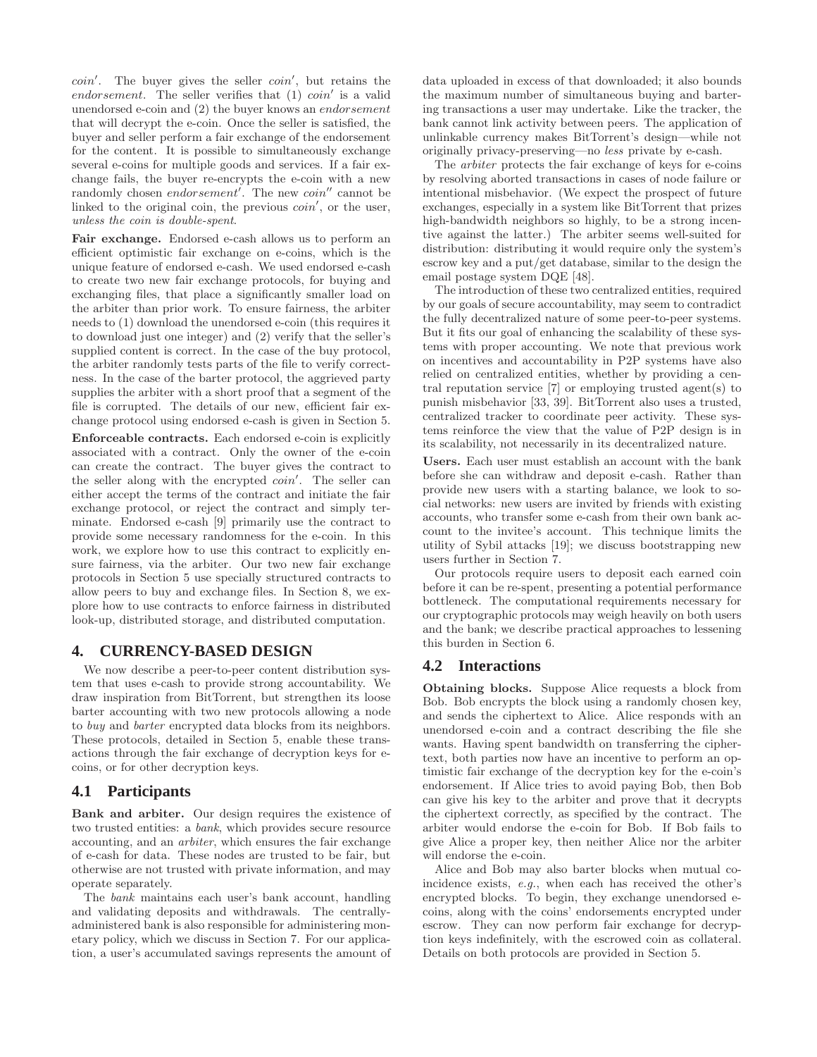*coin*′. The buyer gives the seller *coin*′, but retains the *endorsement*. The seller verifies that (1) *coin*′ is a valid unendorsed e-coin and (2) the buyer knows an *endorsement* that will decrypt the e-coin. Once the seller is satisfied, the buyer and seller perform a fair exchange of the endorsement for the content. It is possible to simultaneously exchange several e-coins for multiple goods and services. If a fair exchange fails, the buyer re-encrypts the e-coin with a new randomly chosen *endorsement*′. The new *coin*′′ cannot be linked to the original coin, the previous *coin*′, or the user, *unless the coin is double-spent*.

**Fair exchange.** Endorsed e-cash allows us to perform an efficient optimistic fair exchange on e-coins, which is the unique feature of endorsed e-cash. We used endorsed e-cash to create two new fair exchange protocols, for buying and exchanging files, that place a significantly smaller load on the arbiter than prior work. To ensure fairness, the arbiter needs to (1) download the unendorsed e-coin (this requires it to download just one integer) and (2) verify that the seller's supplied content is correct. In the case of the buy protocol, the arbiter randomly tests parts of the file to verify correctness. In the case of the barter protocol, the aggrieved party supplies the arbiter with a short proof that a segment of the file is corrupted. The details of our new, efficient fair exchange protocol using endorsed e-cash is given in Section 5.

**Enforceable contracts.** Each endorsed e-coin is explicitly associated with a contract. Only the owner of the e-coin can create the contract. The buyer gives the contract to the seller along with the encrypted *coin*′. The seller can either accept the terms of the contract and initiate the fair exchange protocol, or reject the contract and simply terminate. Endorsed e-cash [9] primarily use the contract to provide some necessary randomness for the e-coin. In this work, we explore how to use this contract to explicitly ensure fairness, via the arbiter. Our two new fair exchange protocols in Section 5 use specially structured contracts to allow peers to buy and exchange files. In Section 8, we explore how to use contracts to enforce fairness in distributed look-up, distributed storage, and distributed computation.

## 4. CURRENCY-BASED DESIGN

We now describe a peer-to-peer content distribution system that uses e-cash to provide strong accountability. We draw inspiration from BitTorrent, but strengthen its loose barter accounting with two new protocols allowing a node to *buy* and *barter* encrypted data blocks from its neighbors. These protocols, detailed in Section 5, enable these transactions through the fair exchange of decryption keys for e-coins, or for other decryption keys.

### 4.1 Participants

**Bank and arbiter.** Our design requires the existence of two trusted entities: a *bank*, which provides secure resource accounting, and an *arbiter*, which ensures the fair exchange of e-cash for data. These nodes are trusted to be fair, but otherwise are not trusted with private information, and may operate separately.

The *bank* maintains each user's bank account, handling and validating deposits and withdrawals. The centrally-administered bank is also responsible for administering monetary policy, which we discuss in Section 7. For our application, a user's accumulated savings represents the amount of data uploaded in excess of that downloaded; it also bounds the maximum number of simultaneous buying and bartering transactions a user may undertake. Like the tracker, the bank cannot link activity between peers. The application of unlinkable currency makes BitTorrent's design—while not originally privacy-preserving—no *less* private by e-cash.

The *arbiter* protects the fair exchange of keys for e-coins by resolving aborted transactions in cases of node failure or intentional misbehavior. (We expect the prospect of future exchanges, especially in a system like BitTorrent that prizes high-bandwidth neighbors so highly, to be a strong incentive against the latter.) The arbiter seems well-suited for distribution: distributing it would require only the system's escrow key and a put/get database, similar to the design the email postage system DQE [48].

The introduction of these two centralized entities, required by our goals of secure accountability, may seem to contradict the fully decentralized nature of some peer-to-peer systems. But it fits our goal of enhancing the scalability of these systems with proper accounting. We note that previous work on incentives and accountability in P2P systems have also relied on centralized entities, whether by providing a central reputation service [7] or employing trusted agent(s) to punish misbehavior [33, 39]. BitTorrent also uses a trusted, centralized tracker to coordinate peer activity. These systems reinforce the view that the value of P2P design is in its scalability, not necessarily in its decentralized nature.

**Users.** Each user must establish an account with the bank before she can withdraw and deposit e-cash. Rather than provide new users with a starting balance, we look to social networks: new users are invited by friends with existing accounts, who transfer some e-cash from their own bank account to the invitee's account. This technique limits the utility of Sybil attacks [19]; we discuss bootstrapping new users further in Section 7.

Our protocols require users to deposit each earned coin before it can be re-spent, presenting a potential performance bottleneck. The computational requirements necessary for our cryptographic protocols may weigh heavily on both users and the bank; we describe practical approaches to lessening this burden in Section 6.

### 4.2 Interactions

**Obtaining blocks.** Suppose Alice requests a block from Bob. Bob encrypts the block using a randomly chosen key, and sends the ciphertext to Alice. Alice responds with an unendorsed e-coin and a contract describing the file she wants. Having spent bandwidth on transferring the ciphertext, both parties now have an incentive to perform an optimistic fair exchange of the decryption key for the e-coin's endorsement. If Alice tries to avoid paying Bob, then Bob can give his key to the arbiter and prove that it decrypts the ciphertext correctly, as specified by the contract. The arbiter would endorse the e-coin for Bob. If Bob fails to give Alice a proper key, then neither Alice nor the arbiter will endorse the e-coin.

Alice and Bob may also barter blocks when mutual coincidence exists, *e.g.*, when each has received the other's encrypted blocks. To begin, they exchange unendorsed e-coins, along with the coins' endorsements encrypted under escrow. They can now perform fair exchange for decryption keys indefinitely, with the escrowed coin as collateral. Details on both protocols are provided in Section 5.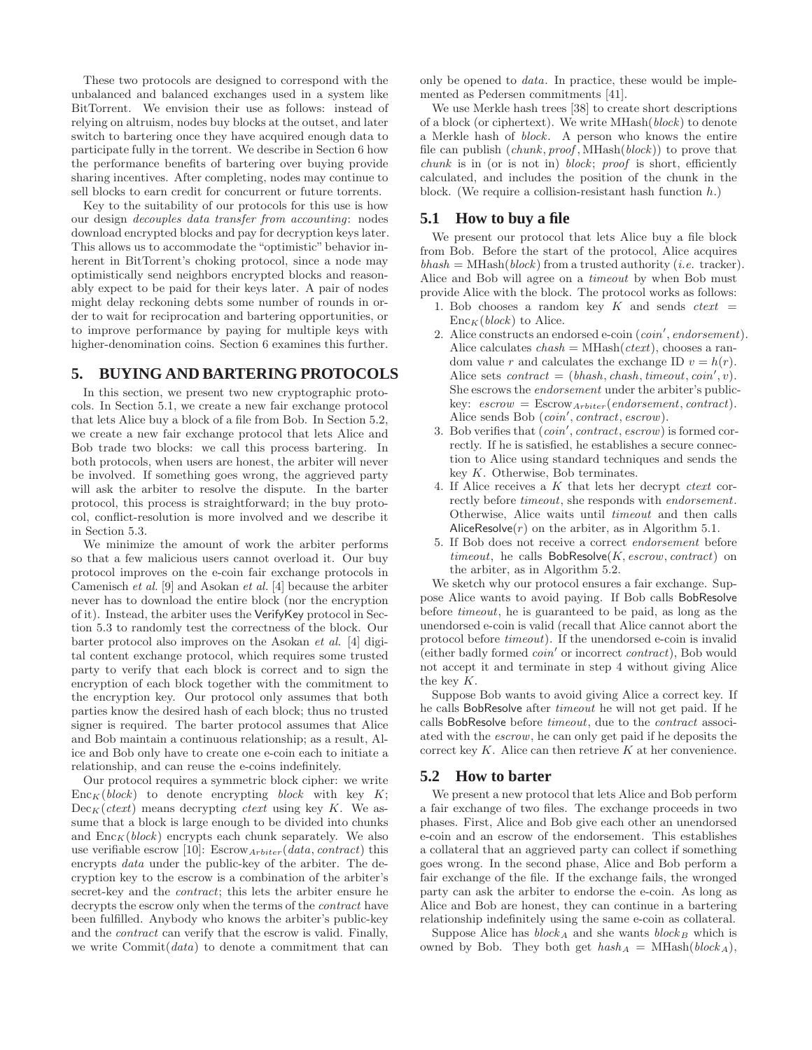These two protocols are designed to correspond with the unbalanced and balanced exchanges used in a system like BitTorrent. We envision their use as follows: instead of relying on altruism, nodes buy blocks at the outset, and later switch to bartering once they have acquired enough data to participate fully in the torrent. We describe in Section 6 how the performance benefits of bartering over buying provide sharing incentives. After completing, nodes may continue to sell blocks to earn credit for concurrent or future torrents.

Key to the suitability of our protocols for this use is how our design *decouples data transfer from accounting*: nodes download encrypted blocks and pay for decryption keys later. This allows us to accommodate the "optimistic" behavior inherent in BitTorrent's choking protocol, since a node may optimistically send neighbors encrypted blocks and reasonably expect to be paid for their keys later. A pair of nodes might delay reckoning debts some number of rounds in order to wait for reciprocation and bartering opportunities, or to improve performance by paying for multiple keys with higher-denomination coins. Section 6 examines this further.

# 5. BUYING AND BARTERING PROTOCOLS

In this section, we present two new cryptographic protocols. In Section 5.1, we create a new fair exchange protocol that lets Alice buy a block of a file from Bob. In Section 5.2, we create a new fair exchange protocol that lets Alice and Bob trade two blocks: we call this process bartering. In both protocols, when users are honest, the arbiter will never be involved. If something goes wrong, the aggrieved party will ask the arbiter to resolve the dispute. In the barter protocol, this process is straightforward; in the buy protocol, conflict-resolution is more involved and we describe it in Section 5.3.

We minimize the amount of work the arbiter performs so that a few malicious users cannot overload it. Our buy protocol improves on the e-coin fair exchange protocols in Camenisch *et al.* [9] and Asokan *et al.* [4] because the arbiter never has to download the entire block (nor the encryption of it). Instead, the arbiter uses the VerifyKey protocol in Section 5.3 to randomly test the correctness of the block. Our barter protocol also improves on the Asokan *et al.* [4] digital content exchange protocol, which requires some trusted party to verify that each block is correct and to sign the encryption of each block together with the commitment to the encryption key. Our protocol only assumes that both parties know the desired hash of each block; thus no trusted signer is required. The barter protocol assumes that Alice and Bob maintain a continuous relationship; as a result, Alice and Bob only have to create one e-coin each to initiate a relationship, and can reuse the e-coins indefinitely.

Our protocol requires a symmetric block cipher: we write $\mathrm{Enc}_K(block)$ to denote encrypting *block* with key $K$; $\mathrm{Dec}_K(ctext)$ means decrypting *ctext* using key $K$. We assume that a block is large enough to be divided into chunks and $\mathrm{Enc}_K(block)$ encrypts each chunk separately. We also use verifiable escrow [10]: $\mathrm{Escrow}_{Arbiter}(data, contract)$ this encrypts *data* under the public-key of the arbiter. The decryption key to the escrow is a combination of the arbiter's secret-key and the *contract*; this lets the arbiter ensure he decrypts the escrow only when the terms of the *contract* have been fulfilled. Anybody who knows the arbiter's public-key and the *contract* can verify that the escrow is valid. Finally, we write $\mathrm{Commit}(data)$ to denote a commitment that can only be opened to *data*. In practice, these would be implemented as Pedersen commitments [41].

We use Merkle hash trees [38] to create short descriptions of a block (or ciphertext). We write $\mathrm{MHash}(block)$ to denote a Merkle hash of *block*. A person who knows the entire file can publish $(chunk, proof, \mathrm{MHash}(block))$ to prove that *chunk* is in (or is not in) *block*; *proof* is short, efficiently calculated, and includes the position of the chunk in the block. (We require a collision-resistant hash function $h$.)

## 5.1 How to buy a file

We present our protocol that lets Alice buy a file block from Bob. Before the start of the protocol, Alice acquires $bhash = \mathrm{MHash}(block)$ from a trusted authority (*i.e.* tracker). Alice and Bob will agree on a *timeout* by when Bob must provide Alice with the block. The protocol works as follows:

1. Bob chooses a random key $K$ and sends $ctext = \mathrm{Enc}_K(block)$ to Alice.
2. Alice constructs an endorsed e-coin $(coin', endorsement)$. Alice calculates $chash = \mathrm{MHash}(ctext)$, chooses a random value $r$ and calculates the exchange ID $v = h(r)$. Alice sets $contract = (bhash, chash, timeout, coin', v)$. She escrows the *endorsement* under the arbiter's public-key: $escrow = \mathrm{Escrow}_{Arbiter}(endorsement, contract)$. Alice sends Bob $(coin', contract, escrow)$.
3. Bob verifies that $(coin', contract, escrow)$ is formed correctly. If he is satisfied, he establishes a secure connection to Alice using standard techniques and sends the key $K$. Otherwise, Bob terminates.
4. If Alice receives a $K$ that lets her decrypt *ctext* correctly before *timeout*, she responds with *endorsement*. Otherwise, Alice waits until *timeout* and then calls AliceResolve$(r)$ on the arbiter, as in Algorithm 5.1.
5. If Bob does not receive a correct *endorsement* before *timeout*, he calls BobResolve$(K, escrow, contract)$ on the arbiter, as in Algorithm 5.2.

We sketch why our protocol ensures a fair exchange. Suppose Alice wants to avoid paying. If Bob calls BobResolve before *timeout*, he is guaranteed to be paid, as long as the unendorsed e-coin is valid (recall that Alice cannot abort the protocol before *timeout*). If the unendorsed e-coin is invalid (either badly formed $coin'$ or incorrect *contract*), Bob would not accept it and terminate in step 4 without giving Alice the key $K$.

Suppose Bob wants to avoid giving Alice a correct key. If he calls BobResolve after *timeout* he will not get paid. If he calls BobResolve before *timeout*, due to the *contract* associated with the *escrow*, he can only get paid if he deposits the correct key $K$. Alice can then retrieve $K$ at her convenience.

## 5.2 How to barter

We present a new protocol that lets Alice and Bob perform a fair exchange of two files. The exchange proceeds in two phases. First, Alice and Bob give each other an unendorsed e-coin and an escrow of the endorsement. This establishes a collateral that an aggrieved party can collect if something goes wrong. In the second phase, Alice and Bob perform a fair exchange of the file. If the exchange fails, the wronged party can ask the arbiter to endorse the e-coin. As long as Alice and Bob are honest, they can continue in a bartering relationship indefinitely using the same e-coin as collateral.

Suppose Alice has $block_A$ and she wants $block_B$ which is owned by Bob. They both get $hash_A = \mathrm{MHash}(block_A)$,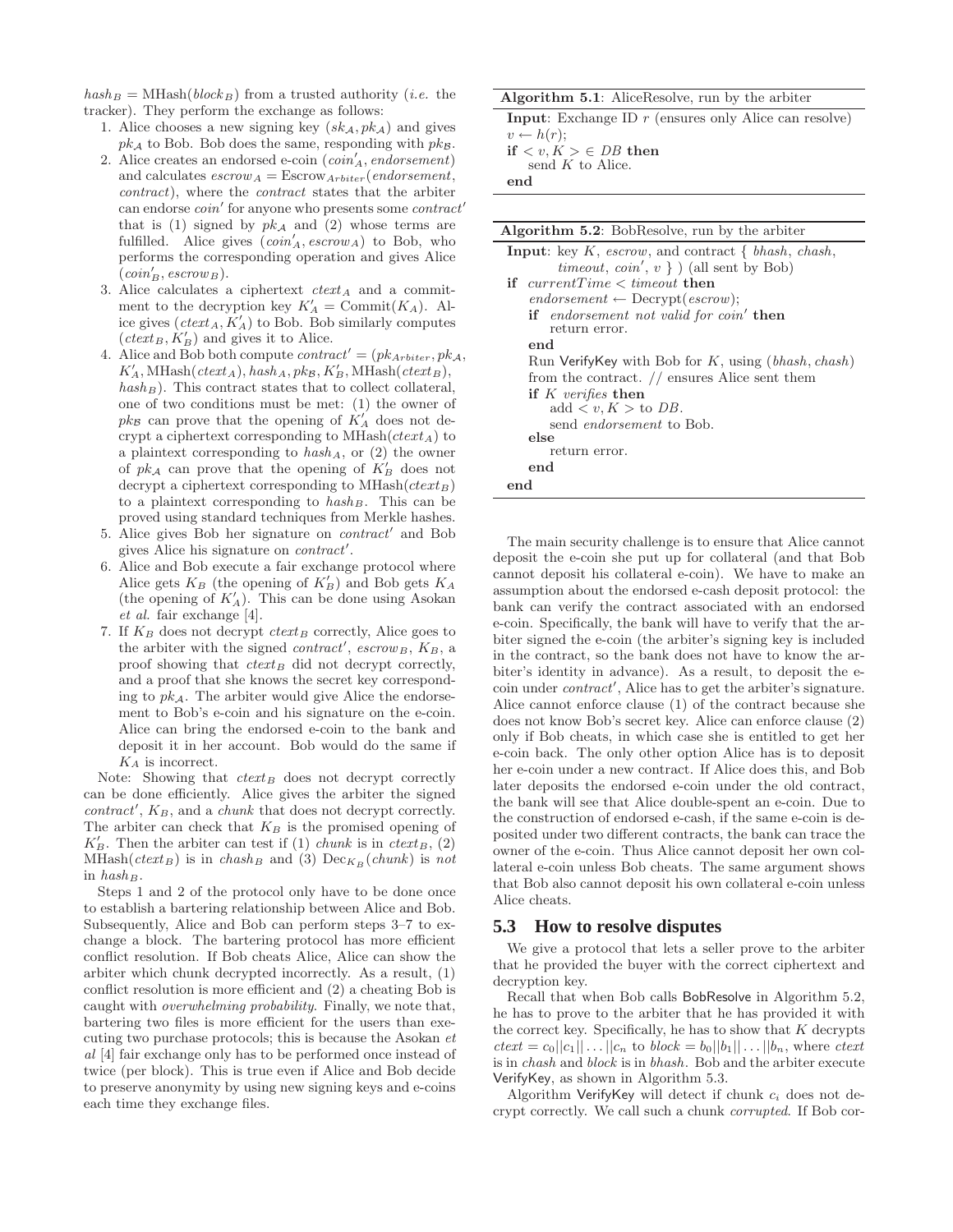$hash_B = \text{MHash}(block_B)$ from a trusted authority (*i.e.* the tracker). They perform the exchange as follows:

1. Alice chooses a new signing key $(sk_{\mathcal{A}}, pk_{\mathcal{A}})$ and gives $pk_{\mathcal{A}}$ to Bob. Bob does the same, responding with $pk_{\mathcal{B}}$.
2. Alice creates an endorsed e-coin $(coin'_A, endorsement)$ and calculates $escrow_A = \text{Escrow}_{Arbiter}(endorsement, contract)$, where the *contract* states that the arbiter can endorse $coin'$ for anyone who presents some $contract'$ that is (1) signed by $pk_{\mathcal{A}}$ and (2) whose terms are fulfilled. Alice gives $(coin'_A, escrow_A)$ to Bob, who performs the corresponding operation and gives Alice $(coin'_B, escrow_B)$.
3. Alice calculates a ciphertext $ctext_A$ and a commitment to the decryption key $K'_A = \text{Commit}(K_A)$. Alice gives $(ctext_A, K'_A)$ to Bob. Bob similarly computes $(ctext_B, K'_B)$ and gives it to Alice.
4. Alice and Bob both compute $contract' = (pk_{Arbiter}, pk_{\mathcal{A}}, K'_A, \text{MHash}(ctext_A), hash_A, pk_{\mathcal{B}}, K'_B, \text{MHash}(ctext_B), hash_B)$. This contract states that to collect collateral, one of two conditions must be met: (1) the owner of $pk_{\mathcal{B}}$ can prove that the opening of $K'_A$ does not decrypt a ciphertext corresponding to $\text{MHash}(ctext_A)$ to a plaintext corresponding to $hash_A$, or (2) the owner of $pk_{\mathcal{A}}$ can prove that the opening of $K'_B$ does not decrypt a ciphertext corresponding to $\text{MHash}(ctext_B)$ to a plaintext corresponding to $hash_B$. This can be proved using standard techniques from Merkle hashes.
5. Alice gives Bob her signature on $contract'$ and Bob gives Alice his signature on $contract'$.
6. Alice and Bob execute a fair exchange protocol where Alice gets $K_B$ (the opening of $K'_B$) and Bob gets $K_A$ (the opening of $K'_A$). This can be done using Asokan *et al.* fair exchange [4].
7. If $K_B$ does not decrypt $ctext_B$ correctly, Alice goes to the arbiter with the signed $contract'$, $escrow_B$, $K_B$, a proof showing that $ctext_B$ did not decrypt correctly, and a proof that she knows the secret key corresponding to $pk_{\mathcal{A}}$. The arbiter would give Alice the endorsement to Bob's e-coin and his signature on the e-coin. Alice can bring the endorsed e-coin to the bank and deposit it in her account. Bob would do the same if $K_A$ is incorrect.

Note: Showing that $ctext_B$ does not decrypt correctly can be done efficiently. Alice gives the arbiter the signed $contract'$, $K_B$, and a *chunk* that does not decrypt correctly. The arbiter can check that $K_B$ is the promised opening of $K'_B$. Then the arbiter can test if (1) *chunk* is in $ctext_B$, (2) $\text{MHash}(ctext_B)$ is in $chash_B$ and (3) $\text{Dec}_{K_B}(chunk)$ is *not* in $hash_B$.

Steps 1 and 2 of the protocol only have to be done once to establish a bartering relationship between Alice and Bob. Subsequently, Alice and Bob can perform steps 3–7 to exchange a block. The bartering protocol has more efficient conflict resolution. If Bob cheats Alice, Alice can show the arbiter which chunk decrypted incorrectly. As a result, (1) conflict resolution is more efficient and (2) a cheating Bob is caught with *overwhelming probability*. Finally, we note that, bartering two files is more efficient for the users than executing two purchase protocols; this is because the Asokan *et al* [4] fair exchange only has to be performed once instead of twice (per block). This is true even if Alice and Bob decide to preserve anonymity by using new signing keys and e-coins each time they exchange files.

**Algorithm 5.1**: AliceResolve, run by the arbiter

```
Input: Exchange ID r (ensures only Alice can resolve)
v ← h(r);
if <v, K> ∈ DB then
    send K to Alice.
end
```

**Algorithm 5.2**: BobResolve, run by the arbiter

```
Input: key K, escrow, and contract { bhash, chash,
       timeout, coin', v } ) (all sent by Bob)
if currentTime < timeout then
    endorsement ← Decrypt(escrow);
    if endorsement not valid for coin' then
        return error.
    end
    Run VerifyKey with Bob for K, using (bhash, chash)
    from the contract. // ensures Alice sent them
    if K verifies then
        add <v, K> to DB.
        send endorsement to Bob.
    else
        return error.
    end
end
```

The main security challenge is to ensure that Alice cannot deposit the e-coin she put up for collateral (and that Bob cannot deposit his collateral e-coin). We have to make an assumption about the endorsed e-cash deposit protocol: the bank can verify the contract associated with an endorsed e-coin. Specifically, the bank will have to verify that the arbiter signed the e-coin (the arbiter's signing key is included in the contract, so the bank does not have to know the arbiter's identity in advance). As a result, to deposit the e-coin under $contract'$, Alice has to get the arbiter's signature. Alice cannot enforce clause (1) of the contract because she does not know Bob's secret key. Alice can enforce clause (2) only if Bob cheats, in which case she is entitled to get her e-coin back. The only other option Alice has is to deposit her e-coin under a new contract. If Alice does this, and Bob later deposits the endorsed e-coin under the old contract, the bank will see that Alice double-spent an e-coin. Due to the construction of endorsed e-cash, if the same e-coin is deposited under two different contracts, the bank can trace the owner of the e-coin. Thus Alice cannot deposit her own collateral e-coin unless Bob cheats. The same argument shows that Bob also cannot deposit his own collateral e-coin unless Alice cheats.

## 5.3 How to resolve disputes

We give a protocol that lets a seller prove to the arbiter that he provided the buyer with the correct ciphertext and decryption key.

Recall that when Bob calls BobResolve in Algorithm 5.2, he has to prove to the arbiter that he has provided it with the correct key. Specifically, he has to show that $K$ decrypts $ctext = c_0||c_1||\ldots||c_n$ to $block = b_0||b_1||\ldots||b_n$, where *ctext* is in *chash* and *block* is in *bhash*. Bob and the arbiter execute VerifyKey, as shown in Algorithm 5.3.

Algorithm VerifyKey will detect if chunk $c_i$ does not decrypt correctly. We call such a chunk *corrupted*. If Bob cor-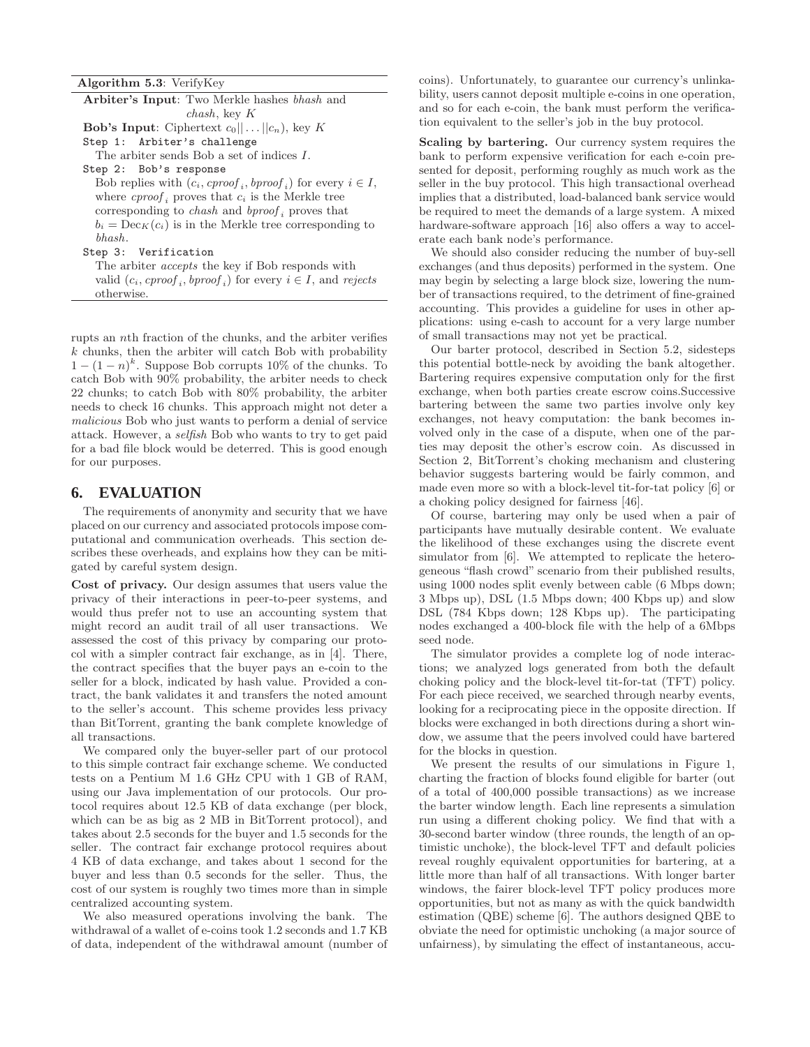**Algorithm 5.3**: VerifyKey

**Arbiter's Input**: Two Merkle hashes *bhash* and *chash*, key $K$

**Bob's Input**: Ciphertext $c_0||\dots||c_n)$, key $K$

```
Step 1:  Arbiter's challenge
```

The arbiter sends Bob a set of indices $I$.

```
Step 2:  Bob's response
```

Bob replies with $(c_i, cproof_i, bproof_i)$ for every $i \in I$, where $cproof_i$ proves that $c_i$ is the Merkle tree corresponding to *chash* and $bproof_i$ proves that $b_i = \text{Dec}_K(c_i)$ is in the Merkle tree corresponding to *bhash*.

```
Step 3:  Verification
```

The arbiter *accepts* the key if Bob responds with valid $(c_i, cproof_i, bproof_i)$ for every $i \in I$, and *rejects* otherwise.

rupts an $n$th fraction of the chunks, and the arbiter verifies $k$ chunks, then the arbiter will catch Bob with probability $1-(1-n)^k$. Suppose Bob corrupts 10% of the chunks. To catch Bob with 90% probability, the arbiter needs to check 22 chunks; to catch Bob with 80% probability, the arbiter needs to check 16 chunks. This approach might not deter a *malicious* Bob who just wants to perform a denial of service attack. However, a *selfish* Bob who wants to try to get paid for a bad file block would be deterred. This is good enough for our purposes.

## 6. EVALUATION

The requirements of anonymity and security that we have placed on our currency and associated protocols impose computational and communication overheads. This section describes these overheads, and explains how they can be mitigated by careful system design.

**Cost of privacy.** Our design assumes that users value the privacy of their interactions in peer-to-peer systems, and would thus prefer not to use an accounting system that might record an audit trail of all user transactions. We assessed the cost of this privacy by comparing our protocol with a simpler contract fair exchange, as in [4]. There, the contract specifies that the buyer pays an e-coin to the seller for a block, indicated by hash value. Provided a contract, the bank validates it and transfers the noted amount to the seller's account. This scheme provides less privacy than BitTorrent, granting the bank complete knowledge of all transactions.

We compared only the buyer-seller part of our protocol to this simple contract fair exchange scheme. We conducted tests on a Pentium M 1.6 GHz CPU with 1 GB of RAM, using our Java implementation of our protocols. Our protocol requires about 12.5 KB of data exchange (per block, which can be as big as 2 MB in BitTorrent protocol), and takes about 2.5 seconds for the buyer and 1.5 seconds for the seller. The contract fair exchange protocol requires about 4 KB of data exchange, and takes about 1 second for the buyer and less than 0.5 seconds for the seller. Thus, the cost of our system is roughly two times more than in simple centralized accounting system.

We also measured operations involving the bank. The withdrawal of a wallet of e-coins took 1.2 seconds and 1.7 KB of data, independent of the withdrawal amount (number of coins). Unfortunately, to guarantee our currency's unlinkability, users cannot deposit multiple e-coins in one operation, and so for each e-coin, the bank must perform the verification equivalent to the seller's job in the buy protocol.

**Scaling by bartering.** Our currency system requires the bank to perform expensive verification for each e-coin presented for deposit, performing roughly as much work as the seller in the buy protocol. This high transactional overhead implies that a distributed, load-balanced bank service would be required to meet the demands of a large system. A mixed hardware-software approach [16] also offers a way to accelerate each bank node's performance.

We should also consider reducing the number of buy-sell exchanges (and thus deposits) performed in the system. One may begin by selecting a large block size, lowering the number of transactions required, to the detriment of fine-grained accounting. This provides a guideline for uses in other applications: using e-cash to account for a very large number of small transactions may not yet be practical.

Our barter protocol, described in Section 5.2, sidesteps this potential bottle-neck by avoiding the bank altogether. Bartering requires expensive computation only for the first exchange, when both parties create escrow coins.Successive bartering between the same two parties involve only key exchanges, not heavy computation: the bank becomes involved only in the case of a dispute, when one of the parties may deposit the other's escrow coin. As discussed in Section 2, BitTorrent's choking mechanism and clustering behavior suggests bartering would be fairly common, and made even more so with a block-level tit-for-tat policy [6] or a choking policy designed for fairness [46].

Of course, bartering may only be used when a pair of participants have mutually desirable content. We evaluate the likelihood of these exchanges using the discrete event simulator from [6]. We attempted to replicate the heterogeneous "flash crowd" scenario from their published results, using 1000 nodes split evenly between cable (6 Mbps down; 3 Mbps up), DSL (1.5 Mbps down; 400 Kbps up) and slow DSL (784 Kbps down; 128 Kbps up). The participating nodes exchanged a 400-block file with the help of a 6Mbps seed node.

The simulator provides a complete log of node interactions; we analyzed logs generated from both the default choking policy and the block-level tit-for-tat (TFT) policy. For each piece received, we searched through nearby events, looking for a reciprocating piece in the opposite direction. If blocks were exchanged in both directions during a short window, we assume that the peers involved could have bartered for the blocks in question.

We present the results of our simulations in Figure 1, charting the fraction of blocks found eligible for barter (out of a total of 400,000 possible transactions) as we increase the barter window length. Each line represents a simulation run using a different choking policy. We find that with a 30-second barter window (three rounds, the length of an optimistic unchoke), the block-level TFT and default policies reveal roughly equivalent opportunities for bartering, at a little more than half of all transactions. With longer barter windows, the fairer block-level TFT policy produces more opportunities, but not as many as with the quick bandwidth estimation (QBE) scheme [6]. The authors designed QBE to obviate the need for optimistic unchoking (a major source of unfairness), by simulating the effect of instantaneous, accu-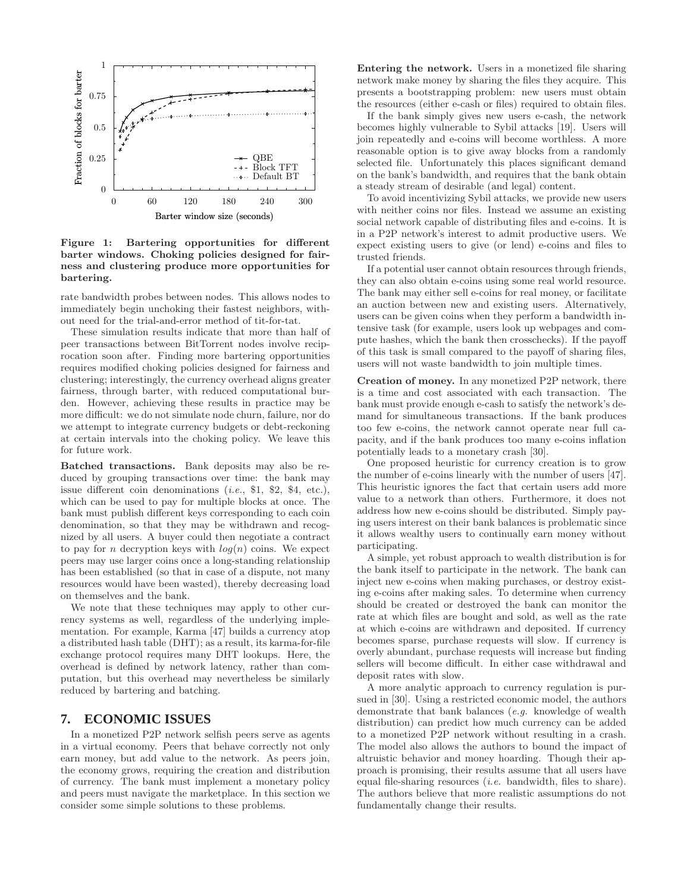**Figure 1: Bartering opportunities for different barter windows. Choking policies designed for fairness and clustering produce more opportunities for bartering.**

rate bandwidth probes between nodes. This allows nodes to immediately begin unchoking their fastest neighbors, without need for the trial-and-error method of tit-for-tat.

These simulation results indicate that more than half of peer transactions between BitTorrent nodes involve reciprocation soon after. Finding more bartering opportunities requires modified choking policies designed for fairness and clustering; interestingly, the currency overhead aligns greater fairness, through barter, with reduced computational burden. However, achieving these results in practice may be more difficult: we do not simulate node churn, failure, nor do we attempt to integrate currency budgets or debt-reckoning at certain intervals into the choking policy. We leave this for future work.

**Batched transactions.** Bank deposits may also be reduced by grouping transactions over time: the bank may issue different coin denominations (*i.e.*, \$1, \$2, \$4, etc.), which can be used to pay for multiple blocks at once. The bank must publish different keys corresponding to each coin denomination, so that they may be withdrawn and recognized by all users. A buyer could then negotiate a contract to pay for $n$ decryption keys with $log(n)$ coins. We expect peers may use larger coins once a long-standing relationship has been established (so that in case of a dispute, not many resources would have been wasted), thereby decreasing load on themselves and the bank.

We note that these techniques may apply to other currency systems as well, regardless of the underlying implementation. For example, Karma [47] builds a currency atop a distributed hash table (DHT); as a result, its karma-for-file exchange protocol requires many DHT lookups. Here, the overhead is defined by network latency, rather than computation, but this overhead may nevertheless be similarly reduced by bartering and batching.

## 7. ECONOMIC ISSUES

In a monetized P2P network selfish peers serve as agents in a virtual economy. Peers that behave correctly not only earn money, but add value to the network. As peers join, the economy grows, requiring the creation and distribution of currency. The bank must implement a monetary policy and peers must navigate the marketplace. In this section we consider some simple solutions to these problems.

**Entering the network.** Users in a monetized file sharing network make money by sharing the files they acquire. This presents a bootstrapping problem: new users must obtain the resources (either e-cash or files) required to obtain files.

If the bank simply gives new users e-cash, the network becomes highly vulnerable to Sybil attacks [19]. Users will join repeatedly and e-coins will become worthless. A more reasonable option is to give away blocks from a randomly selected file. Unfortunately this places significant demand on the bank's bandwidth, and requires that the bank obtain a steady stream of desirable (and legal) content.

To avoid incentivizing Sybil attacks, we provide new users with neither coins nor files. Instead we assume an existing social network capable of distributing files and e-coins. It is in a P2P network's interest to admit productive users. We expect existing users to give (or lend) e-coins and files to trusted friends.

If a potential user cannot obtain resources through friends, they can also obtain e-coins using some real world resource. The bank may either sell e-coins for real money, or facilitate an auction between new and existing users. Alternatively, users can be given coins when they perform a bandwidth intensive task (for example, users look up webpages and compute hashes, which the bank then crosschecks). If the payoff of this task is small compared to the payoff of sharing files, users will not waste bandwidth to join multiple times.

**Creation of money.** In any monetized P2P network, there is a time and cost associated with each transaction. The bank must provide enough e-cash to satisfy the network's demand for simultaneous transactions. If the bank produces too few e-coins, the network cannot operate near full capacity, and if the bank produces too many e-coins inflation potentially leads to a monetary crash [30].

One proposed heuristic for currency creation is to grow the number of e-coins linearly with the number of users [47]. This heuristic ignores the fact that certain users add more value to a network than others. Furthermore, it does not address how new e-coins should be distributed. Simply paying users interest on their bank balances is problematic since it allows wealthy users to continually earn money without participating.

A simple, yet robust approach to wealth distribution is for the bank itself to participate in the network. The bank can inject new e-coins when making purchases, or destroy existing e-coins after making sales. To determine when currency should be created or destroyed the bank can monitor the rate at which files are bought and sold, as well as the rate at which e-coins are withdrawn and deposited. If currency becomes sparse, purchase requests will slow. If currency is overly abundant, purchase requests will increase but finding sellers will become difficult. In either case withdrawal and deposit rates with slow.

A more analytic approach to currency regulation is pursued in [30]. Using a restricted economic model, the authors demonstrate that bank balances (*e.g.* knowledge of wealth distribution) can predict how much currency can be added to a monetized P2P network without resulting in a crash. The model also allows the authors to bound the impact of altruistic behavior and money hoarding. Though their approach is promising, their results assume that all users have equal file-sharing resources (*i.e.* bandwidth, files to share). The authors believe that more realistic assumptions do not fundamentally change their results.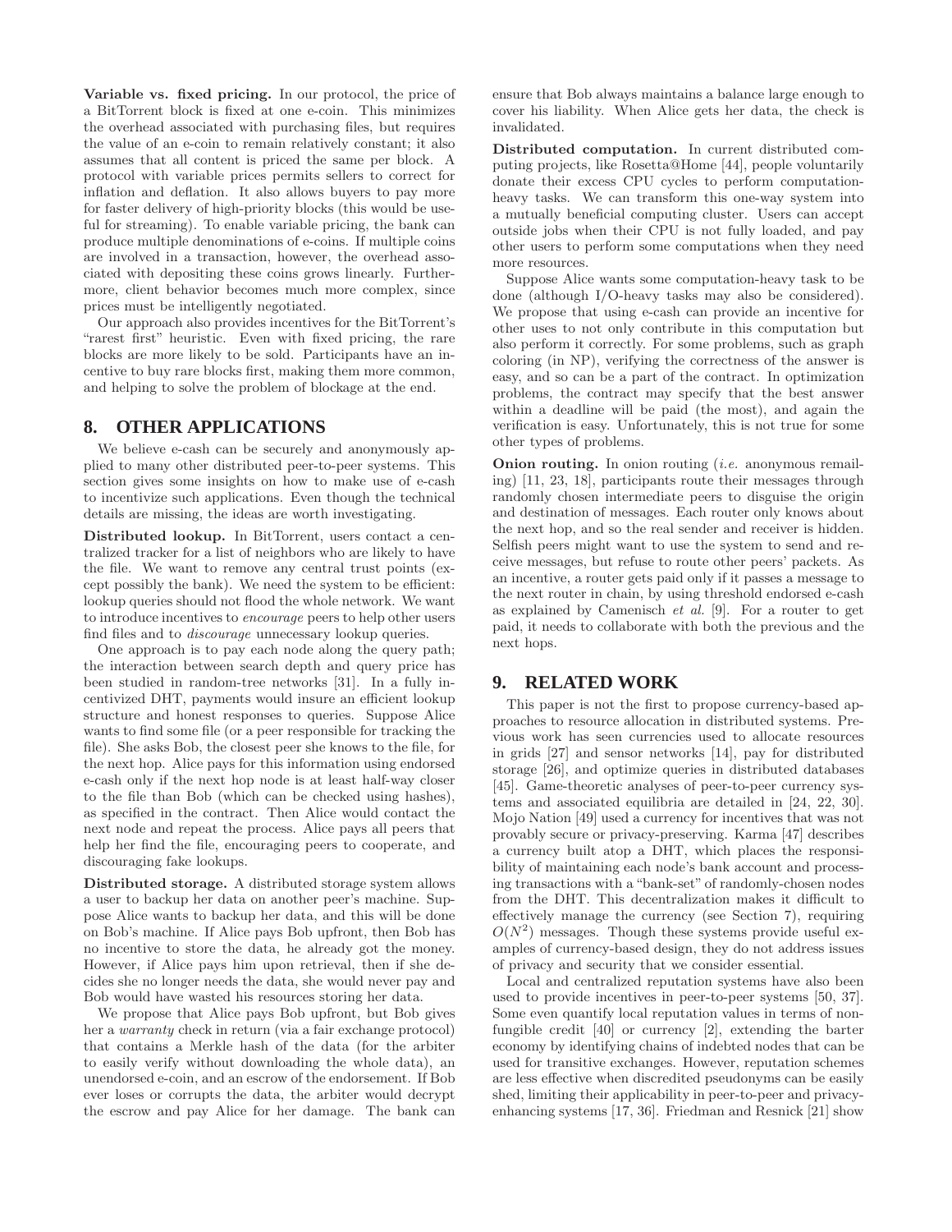**Variable vs. fixed pricing.** In our protocol, the price of a BitTorrent block is fixed at one e-coin. This minimizes the overhead associated with purchasing files, but requires the value of an e-coin to remain relatively constant; it also assumes that all content is priced the same per block. A protocol with variable prices permits sellers to correct for inflation and deflation. It also allows buyers to pay more for faster delivery of high-priority blocks (this would be useful for streaming). To enable variable pricing, the bank can produce multiple denominations of e-coins. If multiple coins are involved in a transaction, however, the overhead associated with depositing these coins grows linearly. Furthermore, client behavior becomes much more complex, since prices must be intelligently negotiated.

Our approach also provides incentives for the BitTorrent's "rarest first" heuristic. Even with fixed pricing, the rare blocks are more likely to be sold. Participants have an incentive to buy rare blocks first, making them more common, and helping to solve the problem of blockage at the end.

## 8. OTHER APPLICATIONS

We believe e-cash can be securely and anonymously applied to many other distributed peer-to-peer systems. This section gives some insights on how to make use of e-cash to incentivize such applications. Even though the technical details are missing, the ideas are worth investigating.

**Distributed lookup.** In BitTorrent, users contact a centralized tracker for a list of neighbors who are likely to have the file. We want to remove any central trust points (except possibly the bank). We need the system to be efficient: lookup queries should not flood the whole network. We want to introduce incentives to *encourage* peers to help other users find files and to *discourage* unnecessary lookup queries.

One approach is to pay each node along the query path; the interaction between search depth and query price has been studied in random-tree networks [31]. In a fully incentivized DHT, payments would insure an efficient lookup structure and honest responses to queries. Suppose Alice wants to find some file (or a peer responsible for tracking the file). She asks Bob, the closest peer she knows to the file, for the next hop. Alice pays for this information using endorsed e-cash only if the next hop node is at least half-way closer to the file than Bob (which can be checked using hashes), as specified in the contract. Then Alice would contact the next node and repeat the process. Alice pays all peers that help her find the file, encouraging peers to cooperate, and discouraging fake lookups.

**Distributed storage.** A distributed storage system allows a user to backup her data on another peer's machine. Suppose Alice wants to backup her data, and this will be done on Bob's machine. If Alice pays Bob upfront, then Bob has no incentive to store the data, he already got the money. However, if Alice pays him upon retrieval, then if she decides she no longer needs the data, she would never pay and Bob would have wasted his resources storing her data.

We propose that Alice pays Bob upfront, but Bob gives her a *warranty* check in return (via a fair exchange protocol) that contains a Merkle hash of the data (for the arbiter to easily verify without downloading the whole data), an unendorsed e-coin, and an escrow of the endorsement. If Bob ever loses or corrupts the data, the arbiter would decrypt the escrow and pay Alice for her damage. The bank can ensure that Bob always maintains a balance large enough to cover his liability. When Alice gets her data, the check is invalidated.

**Distributed computation.** In current distributed computing projects, like Rosetta@Home [44], people voluntarily donate their excess CPU cycles to perform computation-heavy tasks. We can transform this one-way system into a mutually beneficial computing cluster. Users can accept outside jobs when their CPU is not fully loaded, and pay other users to perform some computations when they need more resources.

Suppose Alice wants some computation-heavy task to be done (although I/O-heavy tasks may also be considered). We propose that using e-cash can provide an incentive for other uses to not only contribute in this computation but also perform it correctly. For some problems, such as graph coloring (in NP), verifying the correctness of the answer is easy, and so can be a part of the contract. In optimization problems, the contract may specify that the best answer within a deadline will be paid (the most), and again the verification is easy. Unfortunately, this is not true for some other types of problems.

**Onion routing.** In onion routing (*i.e.* anonymous remailing) [11, 23, 18], participants route their messages through randomly chosen intermediate peers to disguise the origin and destination of messages. Each router only knows about the next hop, and so the real sender and receiver is hidden. Selfish peers might want to use the system to send and receive messages, but refuse to route other peers' packets. As an incentive, a router gets paid only if it passes a message to the next router in chain, by using threshold endorsed e-cash as explained by Camenisch *et al.* [9]. For a router to get paid, it needs to collaborate with both the previous and the next hops.

## 9. RELATED WORK

This paper is not the first to propose currency-based approaches to resource allocation in distributed systems. Previous work has seen currencies used to allocate resources in grids [27] and sensor networks [14], pay for distributed storage [26], and optimize queries in distributed databases [45]. Game-theoretic analyses of peer-to-peer currency systems and associated equilibria are detailed in [24, 22, 30]. Mojo Nation [49] used a currency for incentives that was not provably secure or privacy-preserving. Karma [47] describes a currency built atop a DHT, which places the responsibility of maintaining each node's bank account and processing transactions with a "bank-set" of randomly-chosen nodes from the DHT. This decentralization makes it difficult to effectively manage the currency (see Section 7), requiring $O(N^2)$ messages. Though these systems provide useful examples of currency-based design, they do not address issues of privacy and security that we consider essential.

Local and centralized reputation systems have also been used to provide incentives in peer-to-peer systems [50, 37]. Some even quantify local reputation values in terms of non-fungible credit [40] or currency [2], extending the barter economy by identifying chains of indebted nodes that can be used for transitive exchanges. However, reputation schemes are less effective when discredited pseudonyms can be easily shed, limiting their applicability in peer-to-peer and privacy-enhancing systems [17, 36]. Friedman and Resnick [21] show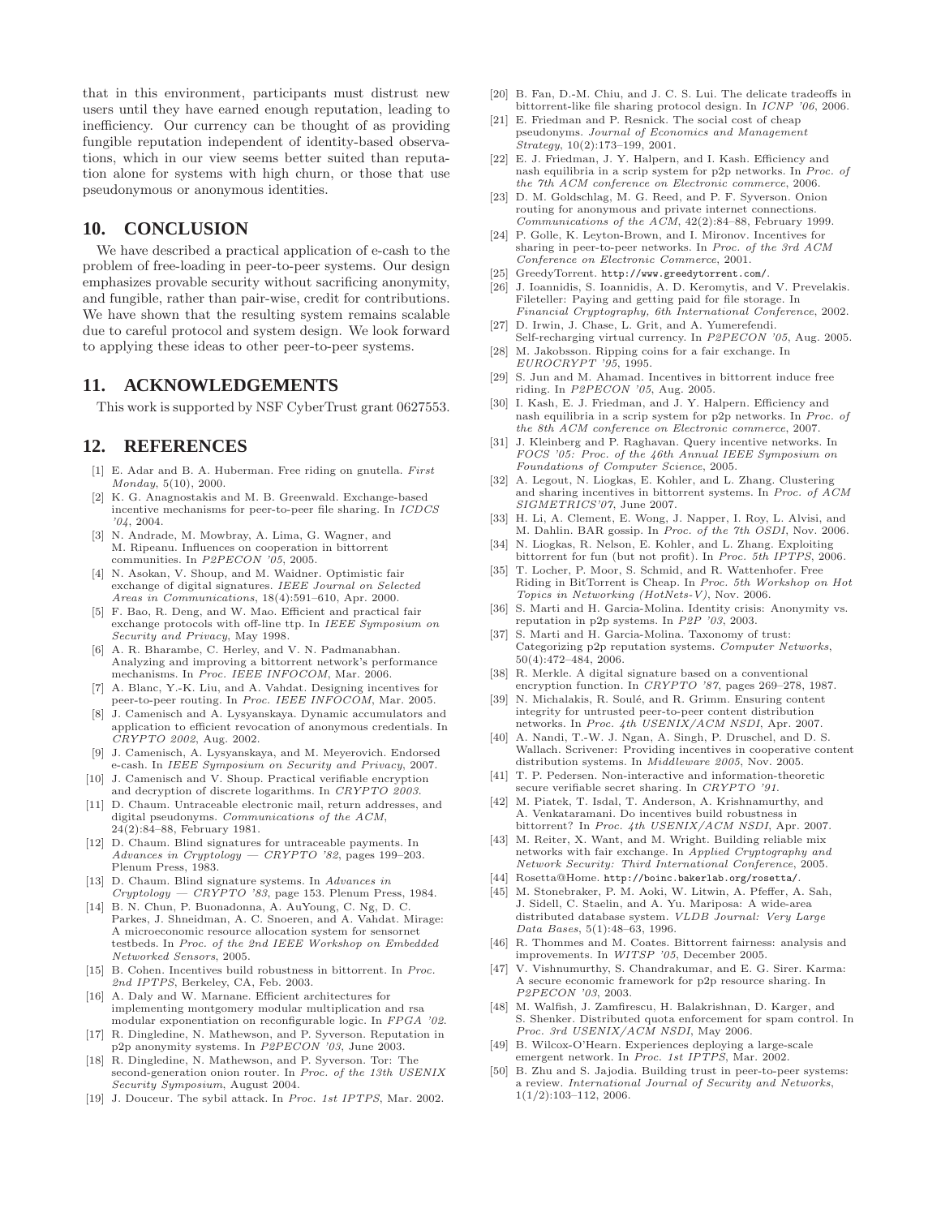that in this environment, participants must distrust new users until they have earned enough reputation, leading to inefficiency. Our currency can be thought of as providing fungible reputation independent of identity-based observations, which in our view seems better suited than reputation alone for systems with high churn, or those that use pseudonymous or anonymous identities.

## 10. CONCLUSION

We have described a practical application of e-cash to the problem of free-loading in peer-to-peer systems. Our design emphasizes provable security without sacrificing anonymity, and fungible, rather than pair-wise, credit for contributions. We have shown that the resulting system remains scalable due to careful protocol and system design. We look forward to applying these ideas to other peer-to-peer systems.

## 11. ACKNOWLEDGEMENTS

This work is supported by NSF CyberTrust grant 0627553.

## 12. REFERENCES

- [1] E. Adar and B. A. Huberman. Free riding on gnutella. *First Monday*, 5(10), 2000.
- [2] K. G. Anagnostakis and M. B. Greenwald. Exchange-based incentive mechanisms for peer-to-peer file sharing. In *ICDCS '04*, 2004.
- [3] N. Andrade, M. Mowbray, A. Lima, G. Wagner, and M. Ripeanu. Influences on cooperation in bittorrent communities. In *P2PECON '05*, 2005.
- [4] N. Asokan, V. Shoup, and M. Waidner. Optimistic fair exchange of digital signatures. *IEEE Journal on Selected Areas in Communications*, 18(4):591–610, Apr. 2000.
- [5] F. Bao, R. Deng, and W. Mao. Efficient and practical fair exchange protocols with off-line ttp. In *IEEE Symposium on Security and Privacy*, May 1998.
- [6] A. R. Bharambe, C. Herley, and V. N. Padmanabhan. Analyzing and improving a bittorrent network's performance mechanisms. In *Proc. IEEE INFOCOM*, Mar. 2006.
- [7] A. Blanc, Y.-K. Liu, and A. Vahdat. Designing incentives for peer-to-peer routing. In *Proc. IEEE INFOCOM*, Mar. 2005.
- [8] J. Camenisch and A. Lysyanskaya. Dynamic accumulators and application to efficient revocation of anonymous credentials. In *CRYPTO 2002*, Aug. 2002.
- [9] J. Camenisch, A. Lysyanskaya, and M. Meyerovich. Endorsed e-cash. In *IEEE Symposium on Security and Privacy*, 2007.
- [10] J. Camenisch and V. Shoup. Practical verifiable encryption and decryption of discrete logarithms. In *CRYPTO 2003*.
- [11] D. Chaum. Untraceable electronic mail, return addresses, and digital pseudonyms. *Communications of the ACM*, 24(2):84–88, February 1981.
- [12] D. Chaum. Blind signatures for untraceable payments. In *Advances in Cryptology — CRYPTO '82*, pages 199–203. Plenum Press, 1983.
- [13] D. Chaum. Blind signature systems. In *Advances in Cryptology — CRYPTO '83*, page 153. Plenum Press, 1984.
- [14] B. N. Chun, P. Buonadonna, A. AuYoung, C. Ng, D. C. Parkes, J. Shneidman, A. C. Snoeren, and A. Vahdat. Mirage: A microeconomic resource allocation system for sensornet testbeds. In *Proc. of the 2nd IEEE Workshop on Embedded Networked Sensors*, 2005.
- [15] B. Cohen. Incentives build robustness in bittorrent. In *Proc. 2nd IPTPS*, Berkeley, CA, Feb. 2003.
- [16] A. Daly and W. Marnane. Efficient architectures for implementing montgomery modular multiplication and rsa modular exponentiation on reconfigurable logic. In *FPGA '02*.
- [17] R. Dingledine, N. Mathewson, and P. Syverson. Reputation in p2p anonymity systems. In *P2PECON '03*, June 2003.
- [18] R. Dingledine, N. Mathewson, and P. Syverson. Tor: The second-generation onion router. In *Proc. of the 13th USENIX Security Symposium*, August 2004.
- [19] J. Douceur. The sybil attack. In *Proc. 1st IPTPS*, Mar. 2002.
- [20] B. Fan, D.-M. Chiu, and J. C. S. Lui. The delicate tradeoffs in bittorrent-like file sharing protocol design. In *ICNP '06*, 2006.
- [21] E. Friedman and P. Resnick. The social cost of cheap pseudonyms. *Journal of Economics and Management Strategy*, 10(2):173–199, 2001.
- [22] E. J. Friedman, J. Y. Halpern, and I. Kash. Efficiency and nash equilibria in a scrip system for p2p networks. In *Proc. of the 7th ACM conference on Electronic commerce*, 2006.
- [23] D. M. Goldschlag, M. G. Reed, and P. F. Syverson. Onion routing for anonymous and private internet connections. *Communications of the ACM*, 42(2):84–88, February 1999.
- [24] P. Golle, K. Leyton-Brown, and I. Mironov. Incentives for sharing in peer-to-peer networks. In *Proc. of the 3rd ACM Conference on Electronic Commerce*, 2001.
- [25] GreedyTorrent. http://www.greedytorrent.com/.
- [26] J. Ioannidis, S. Ioannidis, A. D. Keromytis, and V. Prevelakis. Fileteller: Paying and getting paid for file storage. In *Financial Cryptography, 6th International Conference*, 2002.
- [27] D. Irwin, J. Chase, L. Grit, and A. Yumerefendi. Self-recharging virtual currency. In *P2PECON '05*, Aug. 2005.
- [28] M. Jakobsson. Ripping coins for a fair exchange. In *EUROCRYPT '95*, 1995.
- [29] S. Jun and M. Ahamad. Incentives in bittorrent induce free riding. In *P2PECON '05*, Aug. 2005.
- [30] I. Kash, E. J. Friedman, and J. Y. Halpern. Efficiency and nash equilibria in a scrip system for p2p networks. In *Proc. of the 8th ACM conference on Electronic commerce*, 2007.
- [31] J. Kleinberg and P. Raghavan. Query incentive networks. In *FOCS '05: Proc. of the 46th Annual IEEE Symposium on Foundations of Computer Science*, 2005.
- [32] A. Legout, N. Liogkas, E. Kohler, and L. Zhang. Clustering and sharing incentives in bittorrent systems. In *Proc. of ACM SIGMETRICS'07*, June 2007.
- [33] H. Li, A. Clement, E. Wong, J. Napper, I. Roy, L. Alvisi, and M. Dahlin. BAR gossip. In *Proc. of the 7th OSDI*, Nov. 2006.
- [34] N. Liogkas, R. Nelson, E. Kohler, and L. Zhang. Exploiting bittorrent for fun (but not profit). In *Proc. 5th IPTPS*, 2006.
- [35] T. Locher, P. Moor, S. Schmid, and R. Wattenhofer. Free Riding in BitTorrent is Cheap. In *Proc. 5th Workshop on Hot Topics in Networking (HotNets-V)*, Nov. 2006.
- [36] S. Marti and H. Garcia-Molina. Identity crisis: Anonymity vs. reputation in p2p systems. In *P2P '03*, 2003.
- [37] S. Marti and H. Garcia-Molina. Taxonomy of trust: Categorizing p2p reputation systems. *Computer Networks*, 50(4):472–484, 2006.
- [38] R. Merkle. A digital signature based on a conventional encryption function. In *CRYPTO '87*, pages 269–278, 1987.
- [39] N. Michalakis, R. Soulé, and R. Grimm. Ensuring content integrity for untrusted peer-to-peer content distribution networks. In *Proc. 4th USENIX/ACM NSDI*, Apr. 2007.
- [40] A. Nandi, T.-W. J. Ngan, A. Singh, P. Druschel, and D. S. Wallach. Scrivener: Providing incentives in cooperative content distribution systems. In *Middleware 2005*, Nov. 2005.
- [41] T. P. Pedersen. Non-interactive and information-theoretic secure verifiable secret sharing. In *CRYPTO '91*.
- [42] M. Piatek, T. Isdal, T. Anderson, A. Krishnamurthy, and A. Venkataramani. Do incentives build robustness in bittorrent? In *Proc. 4th USENIX/ACM NSDI*, Apr. 2007.
- [43] M. Reiter, X. Want, and M. Wright. Building reliable mix networks with fair exchange. In *Applied Cryptography and Network Security: Third International Conference*, 2005.
- [44] Rosetta@Home. http://boinc.bakerlab.org/rosetta/.
- [45] M. Stonebraker, P. M. Aoki, W. Litwin, A. Pfeffer, A. Sah, J. Sidell, C. Staelin, and A. Yu. Mariposa: A wide-area distributed database system. *VLDB Journal: Very Large Data Bases*, 5(1):48–63, 1996.
- [46] R. Thommes and M. Coates. Bittorrent fairness: analysis and improvements. In *WITSP '05*, December 2005.
- [47] V. Vishnumurthy, S. Chandrakumar, and E. G. Sirer. Karma: A secure economic framework for p2p resource sharing. In *P2PECON '03*, 2003.
- [48] M. Walfish, J. Zamfirescu, H. Balakrishnan, D. Karger, and S. Shenker. Distributed quota enforcement for spam control. In *Proc. 3rd USENIX/ACM NSDI*, May 2006.
- [49] B. Wilcox-O'Hearn. Experiences deploying a large-scale emergent network. In *Proc. 1st IPTPS*, Mar. 2002.
- [50] B. Zhu and S. Jajodia. Building trust in peer-to-peer systems: a review. *International Journal of Security and Networks*, 1(1/2):103–112, 2006.